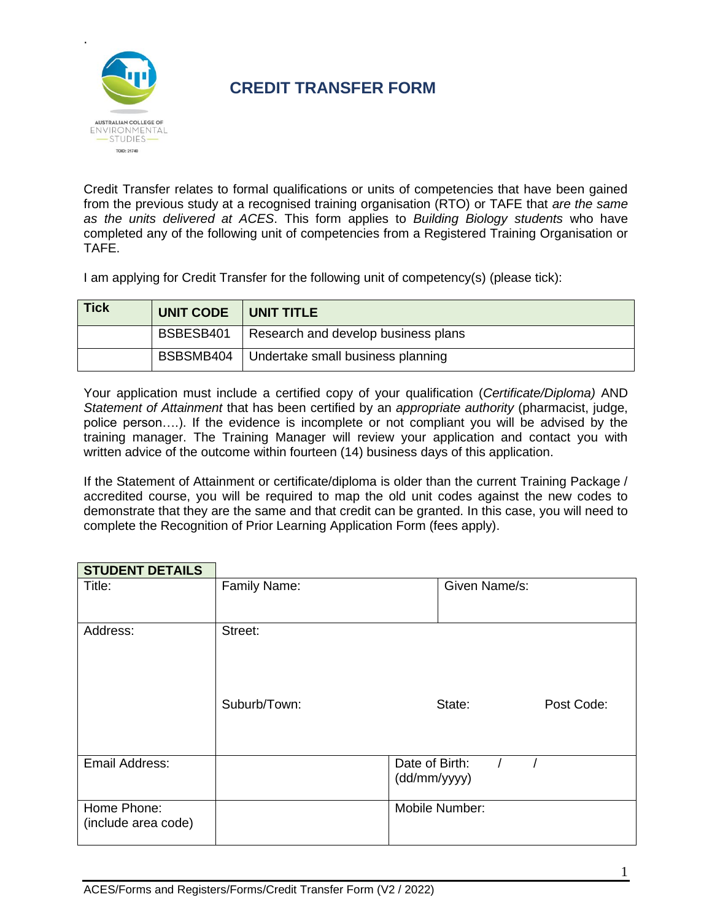# CREDIT TRANSFER FORM

Credit Transfer relates to formal qualifications or units of competencies that have been gained from the previous study at a recognised training organisation (RTO) or TAFE that *are the same as the units delivered at ACES*. This form applies to *Building Biology students* who have completed any of the following unit of competencies from a Registered Training Organisation or TAFE.

I am applying for Credit Transfer for the following unit of competency(s) (please tick):

| Tick | UNIT CODE | UNIT TITLE |
|---|---|---|
| | BSBESB401 | Research and develop business plans |
| | BSBSMB404 | Undertake small business planning |

Your application must include a certified copy of your qualification (*Certificate/Diploma)* AND *Statement of Attainment* that has been certified by an *appropriate authority* (pharmacist, judge, police person….). If the evidence is incomplete or not compliant you will be advised by the training manager. The Training Manager will review your application and contact you with written advice of the outcome within fourteen (14) business days of this application.

If the Statement of Attainment or certificate/diploma is older than the current Training Package / accredited course, you will be required to map the old unit codes against the new codes to demonstrate that they are the same and that credit can be granted. In this case, you will need to complete the Recognition of Prior Learning Application Form (fees apply).

| STUDENT DETAILS | | | |
|---|---|---|---|
| Title: | Family Name: | Given Name/s: | |
| Address: | Street: | | |
| | Suburb/Town: | State: | Post Code: |
| Email Address: | | Date of Birth: / / (dd/mm/yyyy) | |
| Home Phone: (include area code) | | Mobile Number: | |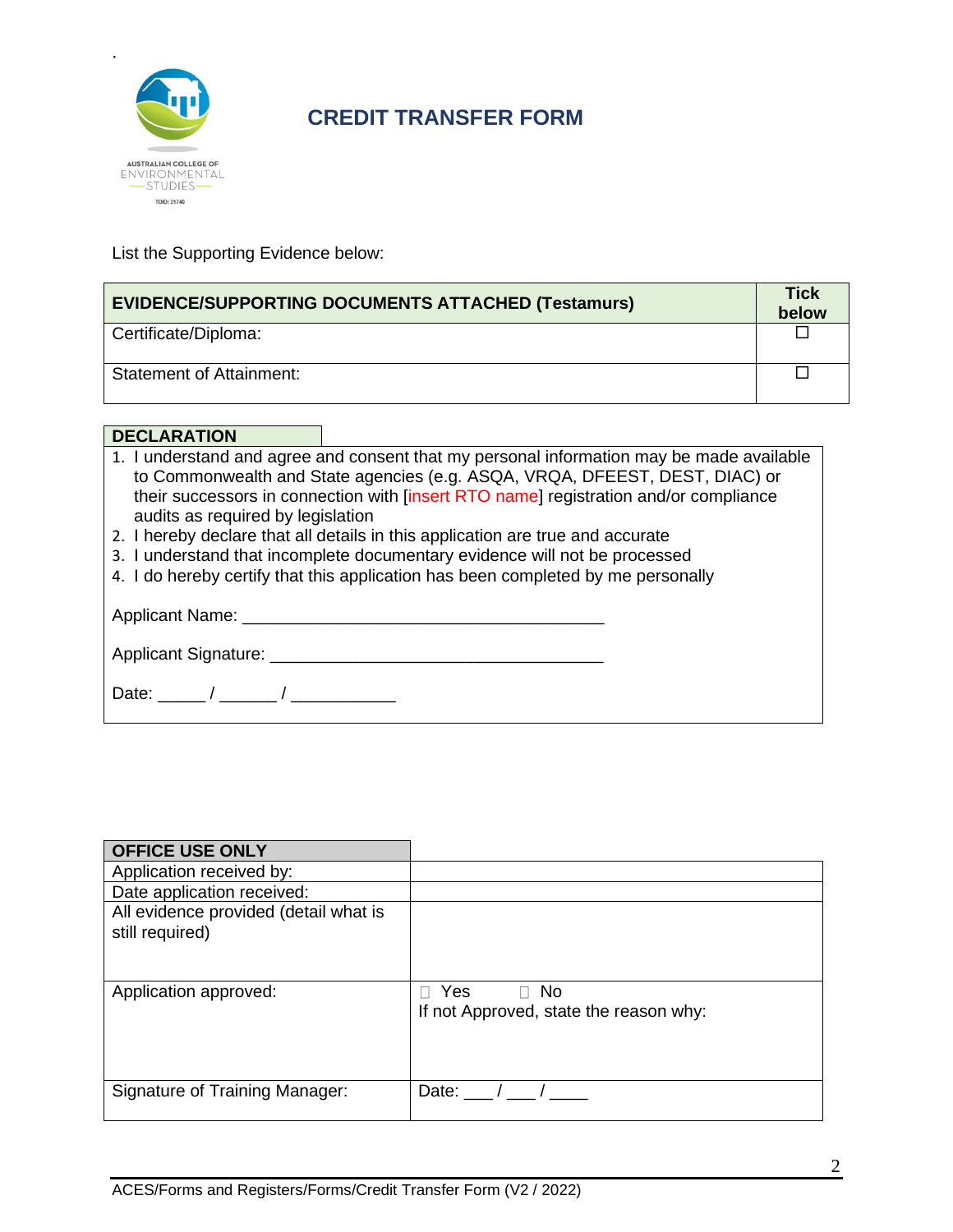# CREDIT TRANSFER FORM

List the Supporting Evidence below:

| EVIDENCE/SUPPORTING DOCUMENTS ATTACHED (Testamurs) | Tick below |
|---|---|
| Certificate/Diploma: | ☐ |
| Statement of Attainment: | ☐ |

**DECLARATION**

1. I understand and agree and consent that my personal information may be made available to Commonwealth and State agencies (e.g. ASQA, VRQA, DFEEST, DEST, DIAC) or their successors in connection with [insert RTO name] registration and/or compliance audits as required by legislation
2. I hereby declare that all details in this application are true and accurate
3. I understand that incomplete documentary evidence will not be processed
4. I do hereby certify that this application has been completed by me personally

Applicant Name: ______________________________________

Applicant Signature: ___________________________________

Date: _____ / ______ / ___________

| OFFICE USE ONLY | |
|---|---|
| Application received by: | |
| Date application received: | |
| All evidence provided (detail what is still required) | |
| Application approved: | ☐ Yes ☐ No<br>If not Approved, state the reason why: |
| Signature of Training Manager: | Date: ___ / ___ / ____ |

ACES/Forms and Registers/Forms/Credit Transfer Form (V2 / 2022)